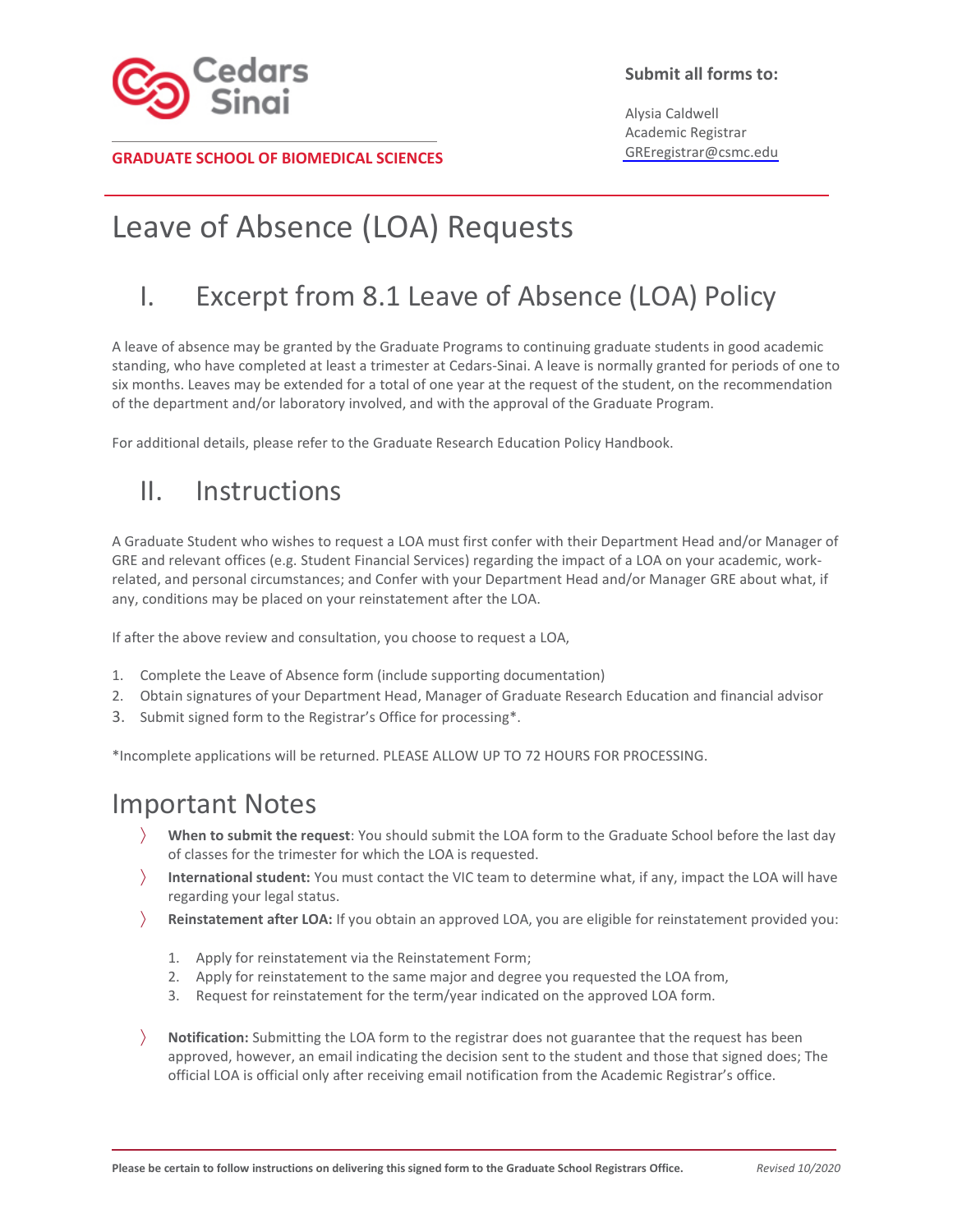**GRADUATE SCHOOL OF BIOMEDICAL SCIENCES**

**Submit all forms to:**

Alysia Caldwell
Academic Registrar
GREregistrar@csmc.edu

# Leave of Absence (LOA) Requests

## I. Excerpt from 8.1 Leave of Absence (LOA) Policy

A leave of absence may be granted by the Graduate Programs to continuing graduate students in good academic standing, who have completed at least a trimester at Cedars-Sinai. A leave is normally granted for periods of one to six months. Leaves may be extended for a total of one year at the request of the student, on the recommendation of the department and/or laboratory involved, and with the approval of the Graduate Program.

For additional details, please refer to the Graduate Research Education Policy Handbook.

## II. Instructions

A Graduate Student who wishes to request a LOA must first confer with their Department Head and/or Manager of GRE and relevant offices (e.g. Student Financial Services) regarding the impact of a LOA on your academic, work-related, and personal circumstances; and Confer with your Department Head and/or Manager GRE about what, if any, conditions may be placed on your reinstatement after the LOA.

If after the above review and consultation, you choose to request a LOA,

1. Complete the Leave of Absence form (include supporting documentation)
2. Obtain signatures of your Department Head, Manager of Graduate Research Education and financial advisor
3. Submit signed form to the Registrar's Office for processing*.

*Incomplete applications will be returned. PLEASE ALLOW UP TO 72 HOURS FOR PROCESSING.

## Important Notes

- **When to submit the request**: You should submit the LOA form to the Graduate School before the last day of classes for the trimester for which the LOA is requested.
- **International student:** You must contact the VIC team to determine what, if any, impact the LOA will have regarding your legal status.
- **Reinstatement after LOA:** If you obtain an approved LOA, you are eligible for reinstatement provided you:

  1. Apply for reinstatement via the Reinstatement Form;
  2. Apply for reinstatement to the same major and degree you requested the LOA from,
  3. Request for reinstatement for the term/year indicated on the approved LOA form.

- **Notification:** Submitting the LOA form to the registrar does not guarantee that the request has been approved, however, an email indicating the decision sent to the student and those that signed does; The official LOA is official only after receiving email notification from the Academic Registrar's office.

**Please be certain to follow instructions on delivering this signed form to the Graduate School Registrars Office.** *Revised 10/2020*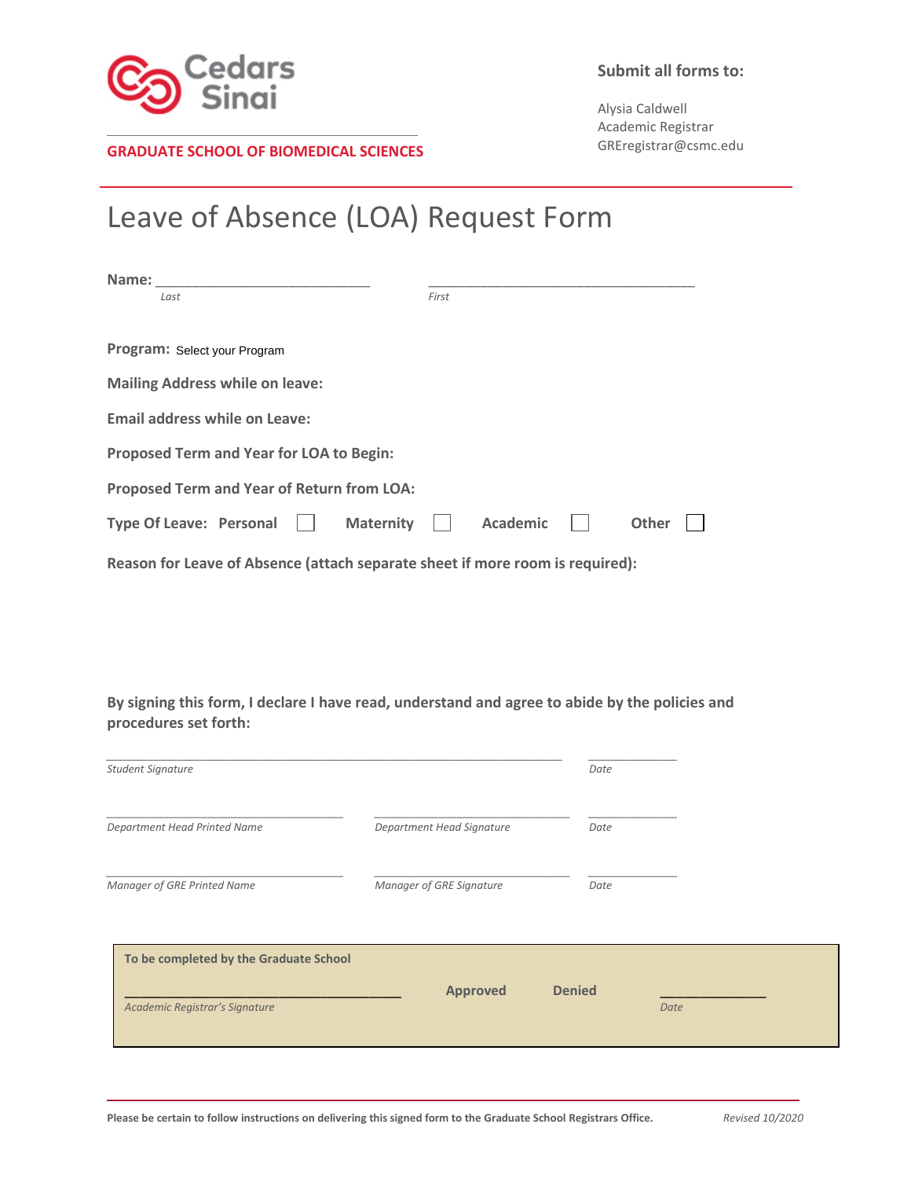Cedars Sinai

GRADUATE SCHOOL OF BIOMEDICAL SCIENCES

**Submit all forms to:**

Alysia Caldwell
Academic Registrar
GREregistrar@csmc.edu

# Leave of Absence (LOA) Request Form

**Name:** ____________________________ ____________________________________
*Last* *First*

**Program:** Select your Program

**Mailing Address while on leave:**

**Email address while on Leave:**

**Proposed Term and Year for LOA to Begin:**

**Proposed Term and Year of Return from LOA:**

**Type Of Leave:** **Personal** ☐ **Maternity** ☐ **Academic** ☐ **Other** ☐

**Reason for Leave of Absence (attach separate sheet if more room is required):**

**By signing this form, I declare I have read, understand and agree to abide by the policies and procedures set forth:**

____________________________________________________________ ____________
*Student Signature* *Date*

________________________________ ________________________________ ____________
*Department Head Printed Name* *Department Head Signature* *Date*

________________________________ ________________________________ ____________
*Manager of GRE Printed Name* *Manager of GRE Signature* *Date*

**To be completed by the Graduate School**

____________________________________ **Approved** **Denied** ______________
*Academic Registrar's Signature* *Date*

**Please be certain to follow instructions on delivering this signed form to the Graduate School Registrars Office.** *Revised 10/2020*